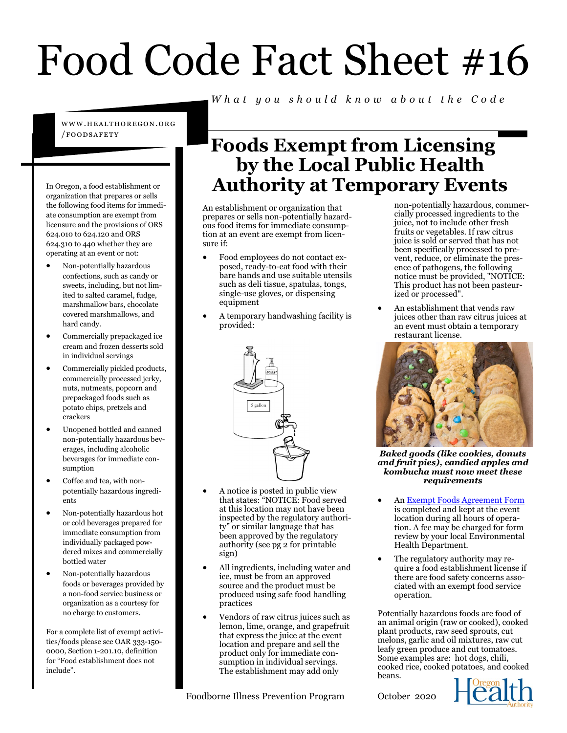# Food Code Fact Sheet #16

*What you should know about the Code*

WWW.HEALTHOREGON.ORG/FOODSAFETY

In Oregon, a food establishment or organization that prepares or sells the following food items for immediate consumption are exempt from licensure and the provisions of ORS 624.010 to 624.120 and ORS 624.310 to 440 whether they are operating at an event or not:

- Non-potentially hazardous confections, such as candy or sweets, including, but not limited to salted caramel, fudge, marshmallow bars, chocolate covered marshmallows, and hard candy.
- Commercially prepackaged ice cream and frozen desserts sold in individual servings
- Commercially pickled products, commercially processed jerky, nuts, nutmeats, popcorn and prepackaged foods such as potato chips, pretzels and crackers
- Unopened bottled and canned non-potentially hazardous beverages, including alcoholic beverages for immediate consumption
- Coffee and tea, with non-potentially hazardous ingredients
- Non-potentially hazardous hot or cold beverages prepared for immediate consumption from individually packaged powdered mixes and commercially bottled water
- Non-potentially hazardous foods or beverages provided by a non-food service business or organization as a courtesy for no charge to customers.

For a complete list of exempt activities/foods please see OAR 333-150-0000, Section 1-201.10, definition for "Food establishment does not include".

## Foods Exempt from Licensing by the Local Public Health Authority at Temporary Events

An establishment or organization that prepares or sells non-potentially hazardous food items for immediate consumption at an event are exempt from licensure if:

- Food employees do not contact exposed, ready-to-eat food with their bare hands and use suitable utensils such as deli tissue, spatulas, tongs, single-use gloves, or dispensing equipment
- A temporary handwashing facility is provided:
- A notice is posted in public view that states: "NOTICE: Food served at this location may not have been inspected by the regulatory authority" or similar language that has been approved by the regulatory authority (see pg 2 for printable sign)
- All ingredients, including water and ice, must be from an approved source and the product must be produced using safe food handling practices
- Vendors of raw citrus juices such as lemon, lime, orange, and grapefruit that express the juice at the event location and prepare and sell the product only for immediate consumption in individual servings. The establishment may add only non-potentially hazardous, commercially processed ingredients to the juice, not to include other fresh fruits or vegetables. If raw citrus juice is sold or served that has not been specifically processed to prevent, reduce, or eliminate the presence of pathogens, the following notice must be provided, "NOTICE: This product has not been pasteurized or processed".
- An establishment that vends raw juices other than raw citrus juices at an event must obtain a temporary restaurant license.

***Baked goods (like cookies, donuts and fruit pies), candied apples and kombucha must now meet these requirements***

- An [Exempt Foods Agreement Form]() is completed and kept at the event location during all hours of operation. A fee may be charged for form review by your local Environmental Health Department.
- The regulatory authority may require a food establishment license if there are food safety concerns associated with an exempt food service operation.

Potentially hazardous foods are food of an animal origin (raw or cooked), cooked plant products, raw seed sprouts, cut melons, garlic and oil mixtures, raw cut leafy green produce and cut tomatoes. Some examples are: hot dogs, chili, cooked rice, cooked potatoes, and cooked beans.

Foodborne Illness Prevention Program

October 2020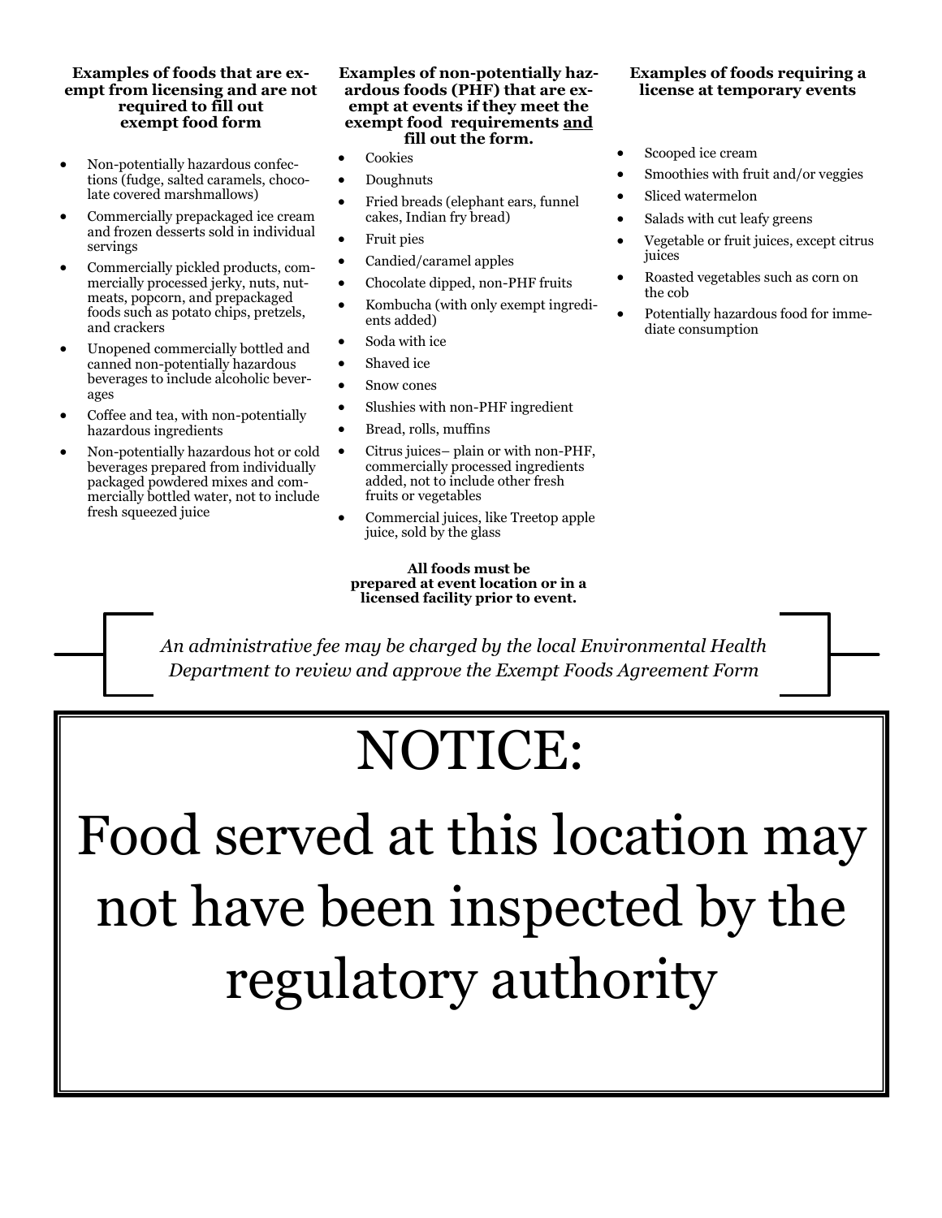**Examples of foods that are exempt from licensing and are not required to fill out exempt food form**

- Non-potentially hazardous confections (fudge, salted caramels, chocolate covered marshmallows)
- Commercially prepackaged ice cream and frozen desserts sold in individual servings
- Commercially pickled products, commercially processed jerky, nuts, nutmeats, popcorn, and prepackaged foods such as potato chips, pretzels, and crackers
- Unopened commercially bottled and canned non-potentially hazardous beverages to include alcoholic beverages
- Coffee and tea, with non-potentially hazardous ingredients
- Non-potentially hazardous hot or cold beverages prepared from individually packaged powdered mixes and commercially bottled water, not to include fresh squeezed juice

**Examples of non-potentially hazardous foods (PHF) that are exempt at events if they meet the exempt food requirements <u>and</u> fill out the form.**

- Cookies
- Doughnuts
- Fried breads (elephant ears, funnel cakes, Indian fry bread)
- Fruit pies
- Candied/caramel apples
- Chocolate dipped, non-PHF fruits
- Kombucha (with only exempt ingredients added)
- Soda with ice
- Shaved ice
- Snow cones
- Slushies with non-PHF ingredient
- Bread, rolls, muffins
- Citrus juices– plain or with non-PHF, commercially processed ingredients added, not to include other fresh fruits or vegetables
- Commercial juices, like Treetop apple juice, sold by the glass

**All foods must be prepared at event location or in a licensed facility prior to event.**

**Examples of foods requiring a license at temporary events**

- Scooped ice cream
- Smoothies with fruit and/or veggies
- Sliced watermelon
- Salads with cut leafy greens
- Vegetable or fruit juices, except citrus juices
- Roasted vegetables such as corn on the cob
- Potentially hazardous food for immediate consumption

*An administrative fee may be charged by the local Environmental Health Department to review and approve the Exempt Foods Agreement Form*

# NOTICE:

# Food served at this location may not have been inspected by the regulatory authority